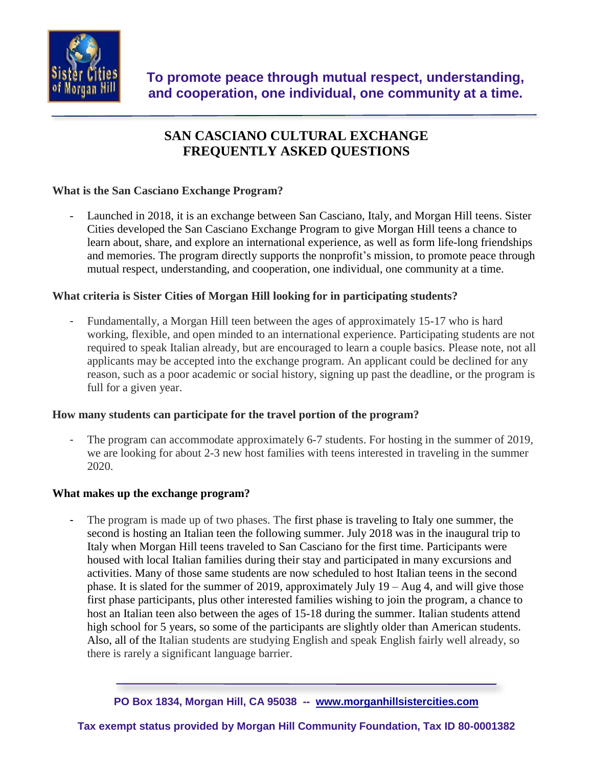**To promote peace through mutual respect, understanding, and cooperation, one individual, one community at a time.**

# SAN CASCIANO CULTURAL EXCHANGE FREQUENTLY ASKED QUESTIONS

**What is the San Casciano Exchange Program?**

- Launched in 2018, it is an exchange between San Casciano, Italy, and Morgan Hill teens. Sister Cities developed the San Casciano Exchange Program to give Morgan Hill teens a chance to learn about, share, and explore an international experience, as well as form life-long friendships and memories. The program directly supports the nonprofit's mission, to promote peace through mutual respect, understanding, and cooperation, one individual, one community at a time.

**What criteria is Sister Cities of Morgan Hill looking for in participating students?**

- Fundamentally, a Morgan Hill teen between the ages of approximately 15-17 who is hard working, flexible, and open minded to an international experience. Participating students are not required to speak Italian already, but are encouraged to learn a couple basics. Please note, not all applicants may be accepted into the exchange program. An applicant could be declined for any reason, such as a poor academic or social history, signing up past the deadline, or the program is full for a given year.

**How many students can participate for the travel portion of the program?**

- The program can accommodate approximately 6-7 students. For hosting in the summer of 2019, we are looking for about 2-3 new host families with teens interested in traveling in the summer 2020.

**What makes up the exchange program?**

- The program is made up of two phases. The first phase is traveling to Italy one summer, the second is hosting an Italian teen the following summer. July 2018 was in the inaugural trip to Italy when Morgan Hill teens traveled to San Casciano for the first time. Participants were housed with local Italian families during their stay and participated in many excursions and activities. Many of those same students are now scheduled to host Italian teens in the second phase. It is slated for the summer of 2019, approximately July 19 – Aug 4, and will give those first phase participants, plus other interested families wishing to join the program, a chance to host an Italian teen also between the ages of 15-18 during the summer. Italian students attend high school for 5 years, so some of the participants are slightly older than American students. Also, all of the Italian students are studying English and speak English fairly well already, so there is rarely a significant language barrier.

**PO Box 1834, Morgan Hill, CA 95038 -- www.morganhillsistercities.com**

**Tax exempt status provided by Morgan Hill Community Foundation, Tax ID 80-0001382**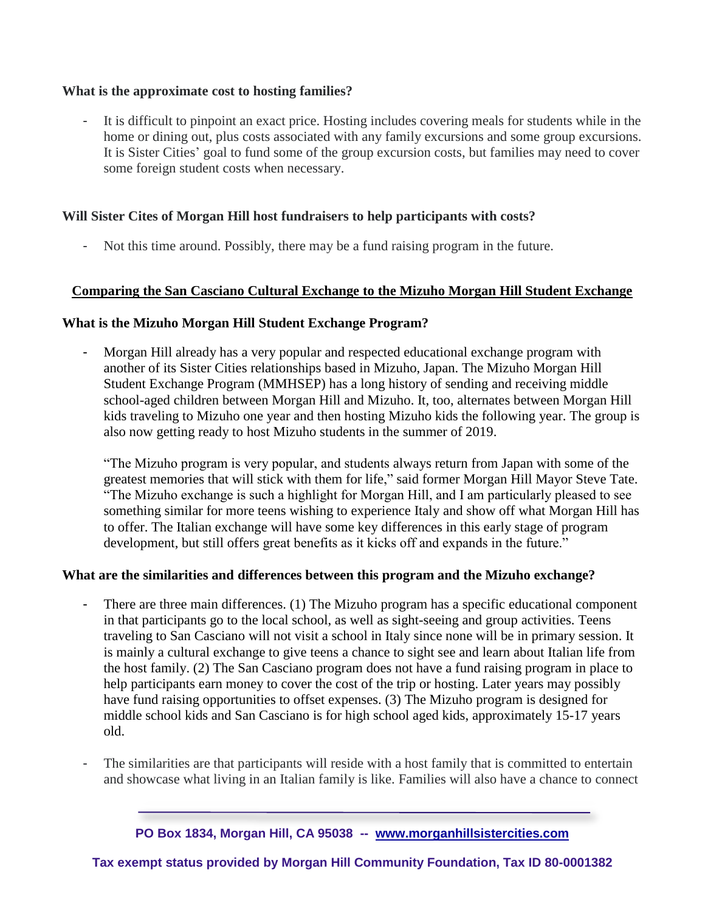**What is the approximate cost to hosting families?**

- It is difficult to pinpoint an exact price. Hosting includes covering meals for students while in the home or dining out, plus costs associated with any family excursions and some group excursions. It is Sister Cities' goal to fund some of the group excursion costs, but families may need to cover some foreign student costs when necessary.

**Will Sister Cites of Morgan Hill host fundraisers to help participants with costs?**

- Not this time around. Possibly, there may be a fund raising program in the future.

## <u>Comparing the San Casciano Cultural Exchange to the Mizuho Morgan Hill Student Exchange</u>

**What is the Mizuho Morgan Hill Student Exchange Program?**

- Morgan Hill already has a very popular and respected educational exchange program with another of its Sister Cities relationships based in Mizuho, Japan. The Mizuho Morgan Hill Student Exchange Program (MMHSEP) has a long history of sending and receiving middle school-aged children between Morgan Hill and Mizuho. It, too, alternates between Morgan Hill kids traveling to Mizuho one year and then hosting Mizuho kids the following year. The group is also now getting ready to host Mizuho students in the summer of 2019.

  "The Mizuho program is very popular, and students always return from Japan with some of the greatest memories that will stick with them for life," said former Morgan Hill Mayor Steve Tate. "The Mizuho exchange is such a highlight for Morgan Hill, and I am particularly pleased to see something similar for more teens wishing to experience Italy and show off what Morgan Hill has to offer. The Italian exchange will have some key differences in this early stage of program development, but still offers great benefits as it kicks off and expands in the future."

**What are the similarities and differences between this program and the Mizuho exchange?**

- There are three main differences. (1) The Mizuho program has a specific educational component in that participants go to the local school, as well as sight-seeing and group activities. Teens traveling to San Casciano will not visit a school in Italy since none will be in primary session. It is mainly a cultural exchange to give teens a chance to sight see and learn about Italian life from the host family. (2) The San Casciano program does not have a fund raising program in place to help participants earn money to cover the cost of the trip or hosting. Later years may possibly have fund raising opportunities to offset expenses. (3) The Mizuho program is designed for middle school kids and San Casciano is for high school aged kids, approximately 15-17 years old.

- The similarities are that participants will reside with a host family that is committed to entertain and showcase what living in an Italian family is like. Families will also have a chance to connect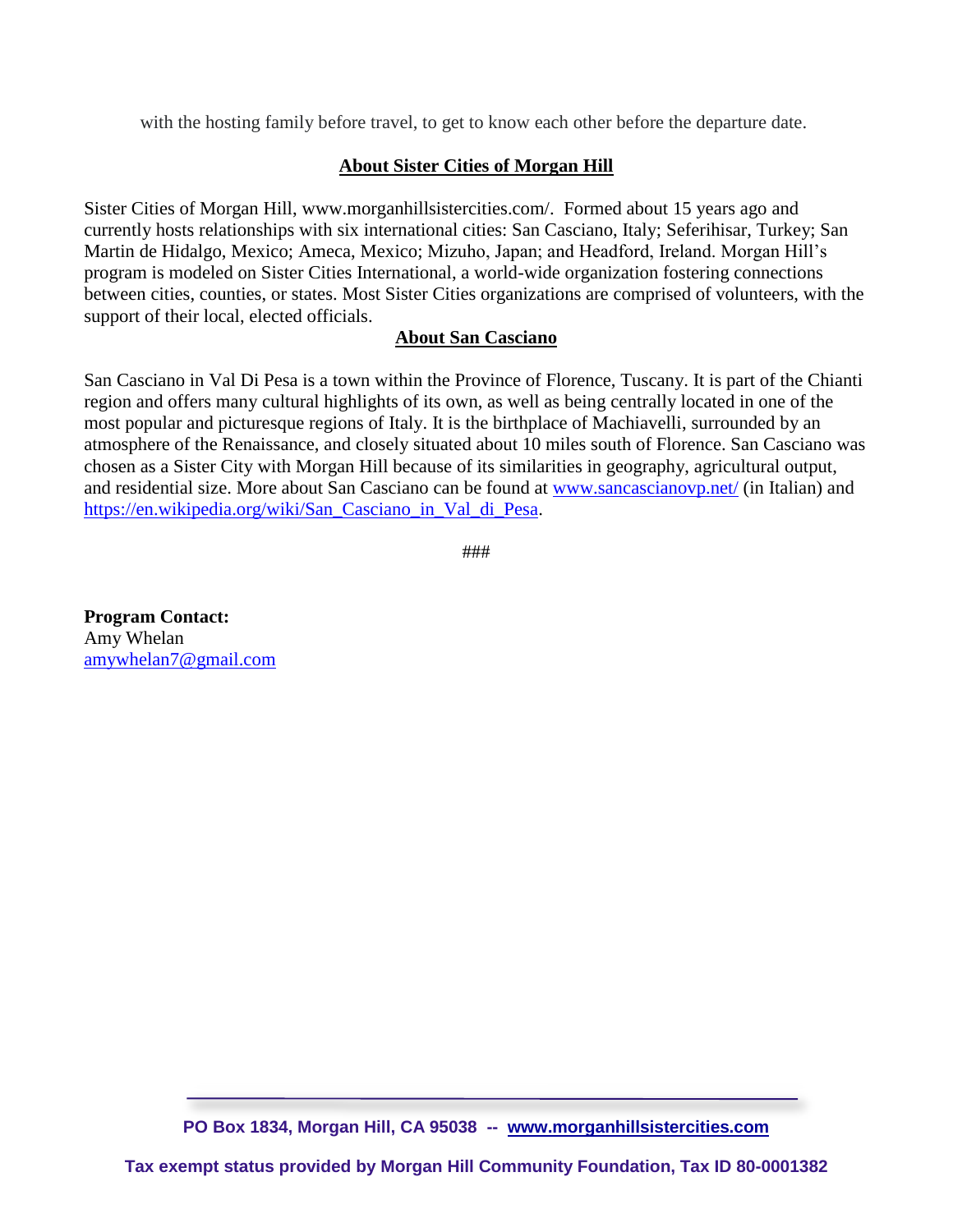with the hosting family before travel, to get to know each other before the departure date.

## About Sister Cities of Morgan Hill

Sister Cities of Morgan Hill, www.morganhillsistercities.com/. Formed about 15 years ago and currently hosts relationships with six international cities: San Casciano, Italy; Seferihisar, Turkey; San Martin de Hidalgo, Mexico; Ameca, Mexico; Mizuho, Japan; and Headford, Ireland. Morgan Hill's program is modeled on Sister Cities International, a world-wide organization fostering connections between cities, counties, or states. Most Sister Cities organizations are comprised of volunteers, with the support of their local, elected officials.

## About San Casciano

San Casciano in Val Di Pesa is a town within the Province of Florence, Tuscany. It is part of the Chianti region and offers many cultural highlights of its own, as well as being centrally located in one of the most popular and picturesque regions of Italy. It is the birthplace of Machiavelli, surrounded by an atmosphere of the Renaissance, and closely situated about 10 miles south of Florence. San Casciano was chosen as a Sister City with Morgan Hill because of its similarities in geography, agricultural output, and residential size. More about San Casciano can be found at [www.sancascianovp.net/](www.sancascianovp.net/) (in Italian) and [https://en.wikipedia.org/wiki/San_Casciano_in_Val_di_Pesa](https://en.wikipedia.org/wiki/San_Casciano_in_Val_di_Pesa).

###

**Program Contact:**
Amy Whelan
[amywhelan7@gmail.com](mailto:amywhelan7@gmail.com)

**PO Box 1834, Morgan Hill, CA 95038 -- [www.morganhillsistercities.com](www.morganhillsistercities.com)**

**Tax exempt status provided by Morgan Hill Community Foundation, Tax ID 80-0001382**